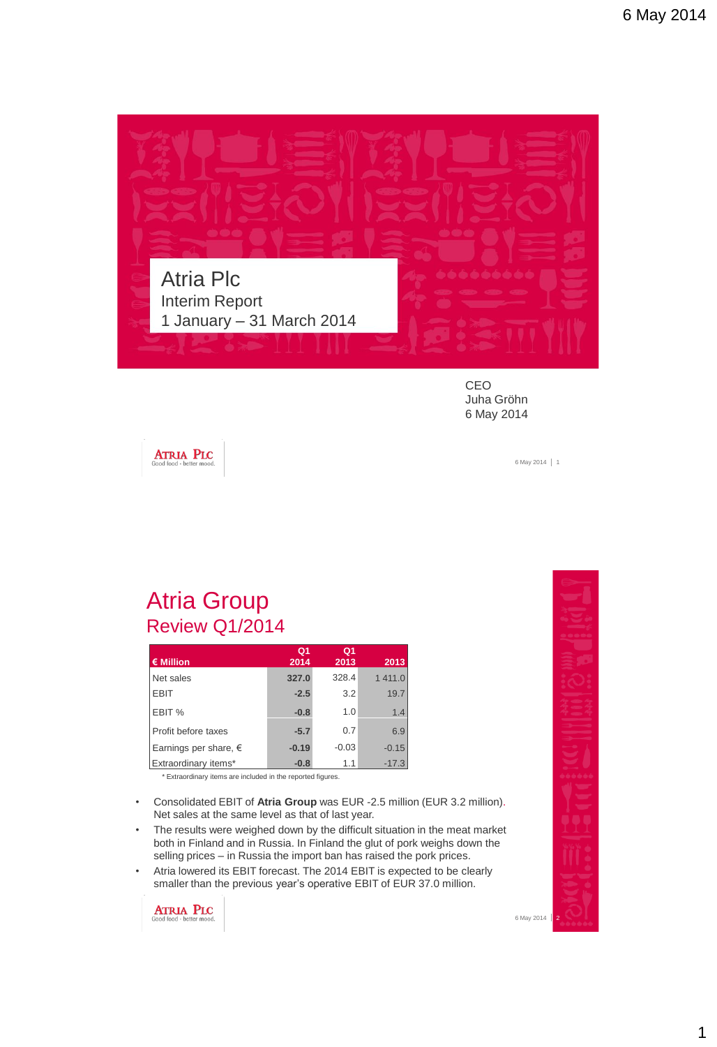# Atria Plc

Interim Report
1 January – 31 March 2014

CEO
Juha Gröhn
6 May 2014

## Atria Group
### Review Q1/2014

| € Million | Q1 2014 | Q1 2013 | 2013 |
|---|---|---|---|
| Net sales | 327.0 | 328.4 | 1 411.0 |
| EBIT | -2.5 | 3.2 | 19.7 |
| EBIT % | -0.8 | 1.0 | 1.4 |
| Profit before taxes | -5.7 | 0.7 | 6.9 |
| Earnings per share, € | -0.19 | -0.03 | -0.15 |
| Extraordinary items* | -0.8 | 1.1 | -17.3 |

\* Extraordinary items are included in the reported figures.

- Consolidated EBIT of **Atria Group** was EUR -2.5 million (EUR 3.2 million). Net sales at the same level as that of last year.
- The results were weighed down by the difficult situation in the meat market both in Finland and in Russia. In Finland the glut of pork weighs down the selling prices – in Russia the import ban has raised the pork prices.
- Atria lowered its EBIT forecast. The 2014 EBIT is expected to be clearly smaller than the previous year's operative EBIT of EUR 37.0 million.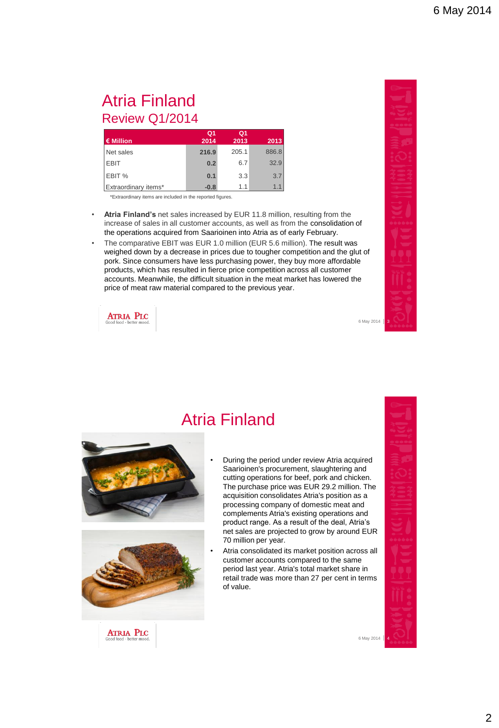# Atria Finland

## Review Q1/2014

| € Million | Q1 2014 | Q1 2013 | 2013 |
|---|---|---|---|
| Net sales | **216.9** | 205.1 | 886.8 |
| EBIT | **0.2** | 6.7 | 32.9 |
| EBIT % | **0.1** | 3.3 | 3.7 |
| Extraordinary items* | **-0.8** | 1.1 | 1.1 |

*Extraordinary items are included in the reported figures.

- **Atria Finland's** net sales increased by EUR 11.8 million, resulting from the increase of sales in all customer accounts, as well as from the consolidation of the operations acquired from Saarioinen into Atria as of early February.
- The comparative EBIT was EUR 1.0 million (EUR 5.6 million). The result was weighed down by a decrease in prices due to tougher competition and the glut of pork. Since consumers have less purchasing power, they buy more affordable products, which has resulted in fierce price competition across all customer accounts. Meanwhile, the difficult situation in the meat market has lowered the price of meat raw material compared to the previous year.

# Atria Finland

- During the period under review Atria acquired Saarioinen's procurement, slaughtering and cutting operations for beef, pork and chicken. The purchase price was EUR 29.2 million. The acquisition consolidates Atria's position as a processing company of domestic meat and complements Atria's existing operations and product range. As a result of the deal, Atria's net sales are projected to grow by around EUR 70 million per year.
- Atria consolidated its market position across all customer accounts compared to the same period last year. Atria's total market share in retail trade was more than 27 per cent in terms of value.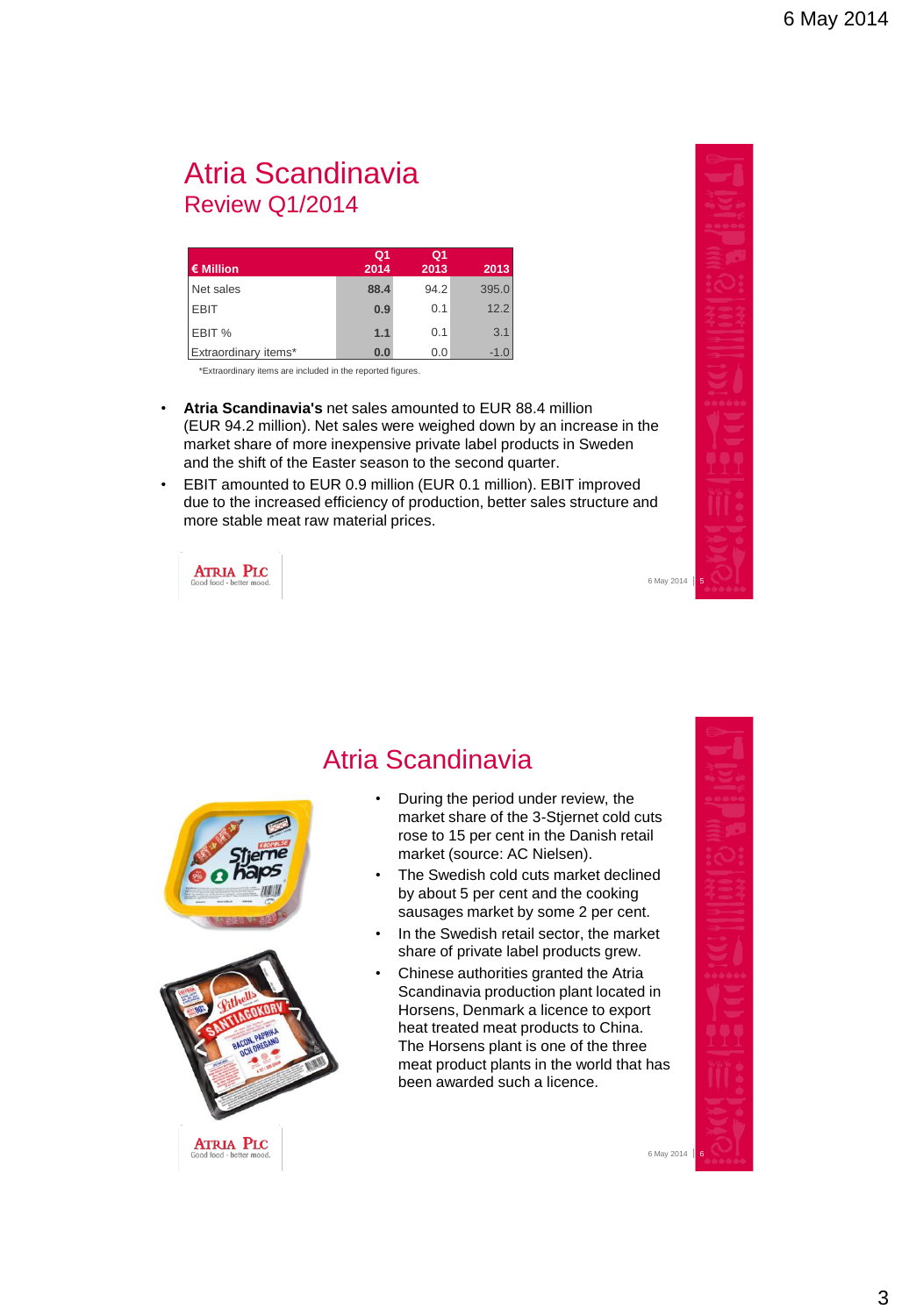# Atria Scandinavia

## Review Q1/2014

| € Million | Q1 2014 | Q1 2013 | 2013 |
|---|---|---|---|
| Net sales | 88.4 | 94.2 | 395.0 |
| EBIT | 0.9 | 0.1 | 12.2 |
| EBIT % | 1.1 | 0.1 | 3.1 |
| Extraordinary items* | 0.0 | 0.0 | -1.0 |

*Extraordinary items are included in the reported figures.

- **Atria Scandinavia's** net sales amounted to EUR 88.4 million (EUR 94.2 million). Net sales were weighed down by an increase in the market share of more inexpensive private label products in Sweden and the shift of the Easter season to the second quarter.
- EBIT amounted to EUR 0.9 million (EUR 0.1 million). EBIT improved due to the increased efficiency of production, better sales structure and more stable meat raw material prices.

ATRIA PLC
Good food - better mood.

# Atria Scandinavia

- During the period under review, the market share of the 3-Stjernet cold cuts rose to 15 per cent in the Danish retail market (source: AC Nielsen).
- The Swedish cold cuts market declined by about 5 per cent and the cooking sausages market by some 2 per cent.
- In the Swedish retail sector, the market share of private label products grew.
- Chinese authorities granted the Atria Scandinavia production plant located in Horsens, Denmark a licence to export heat treated meat products to China. The Horsens plant is one of the three meat product plants in the world that has been awarded such a licence.

ATRIA PLC
Good food - better mood.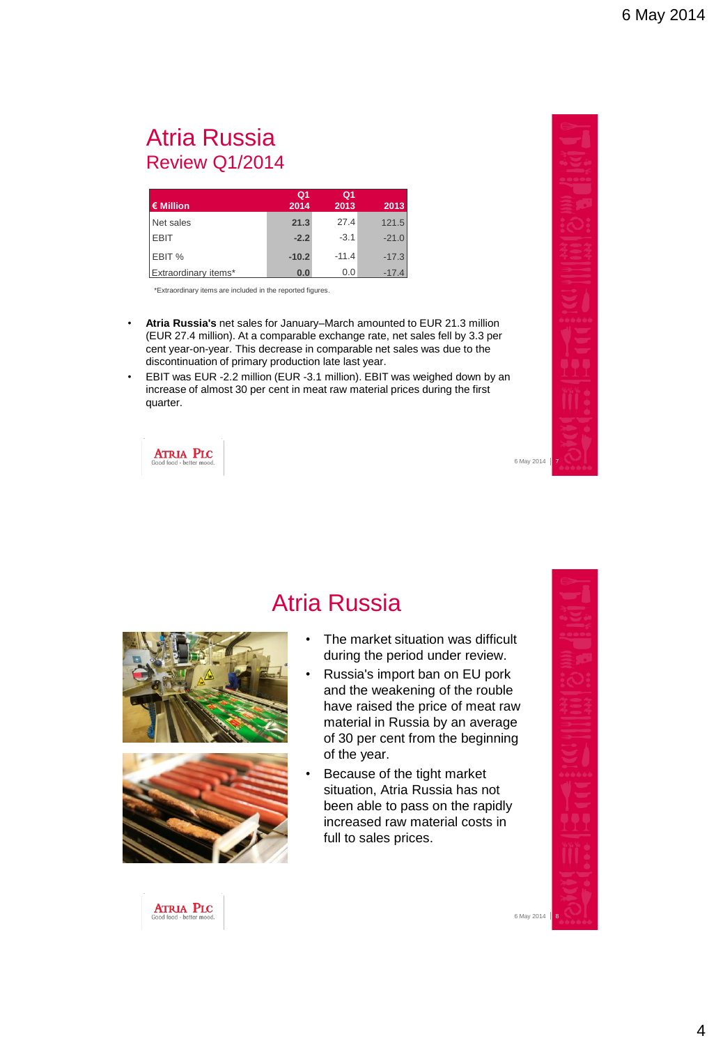# Atria Russia
## Review Q1/2014

| € Million | Q1 2014 | Q1 2013 | 2013 |
|---|---|---|---|
| Net sales | **21.3** | 27.4 | 121.5 |
| EBIT | **-2.2** | -3.1 | -21.0 |
| EBIT % | **-10.2** | -11.4 | -17.3 |
| Extraordinary items* | **0.0** | 0.0 | -17.4 |

*Extraordinary items are included in the reported figures.

- **Atria Russia's** net sales for January–March amounted to EUR 21.3 million (EUR 27.4 million). At a comparable exchange rate, net sales fell by 3.3 per cent year-on-year. This decrease in comparable net sales was due to the discontinuation of primary production late last year.
- EBIT was EUR -2.2 million (EUR -3.1 million). EBIT was weighed down by an increase of almost 30 per cent in meat raw material prices during the first quarter.

ATRIA PLC
Good food - better mood.

# Atria Russia

- The market situation was difficult during the period under review.
- Russia's import ban on EU pork and the weakening of the rouble have raised the price of meat raw material in Russia by an average of 30 per cent from the beginning of the year.
- Because of the tight market situation, Atria Russia has not been able to pass on the rapidly increased raw material costs in full to sales prices.

ATRIA PLC
Good food - better mood.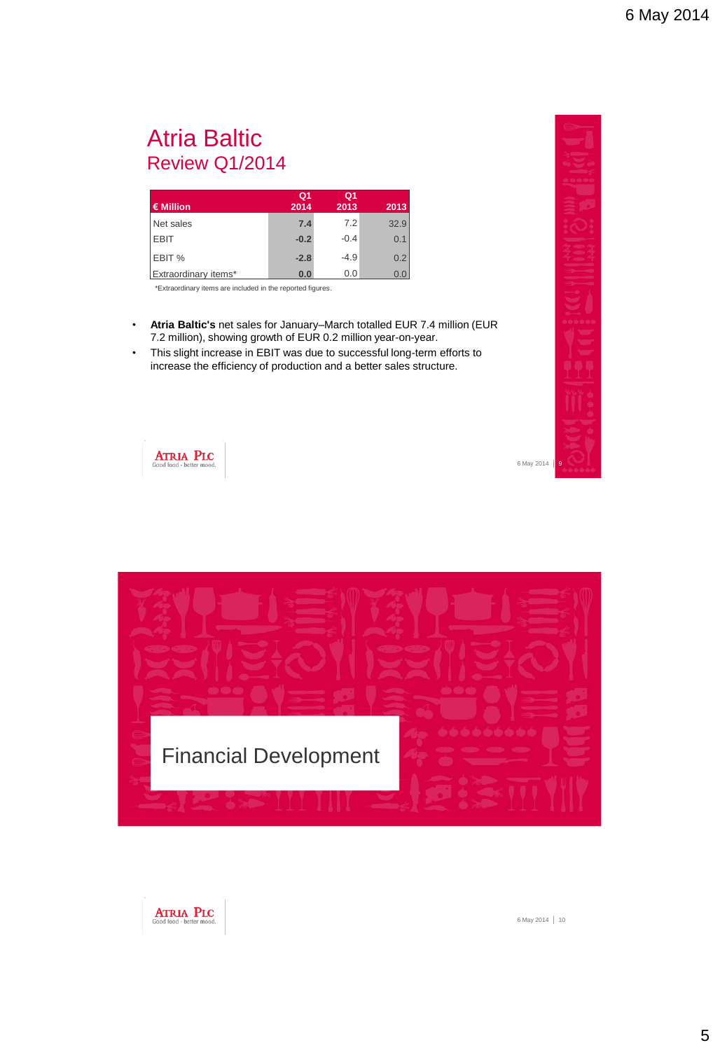# Atria Baltic

## Review Q1/2014

| € Million | Q1 2014 | Q1 2013 | 2013 |
|---|---|---|---|
| Net sales | 7.4 | 7.2 | 32.9 |
| EBIT | -0.2 | -0.4 | 0.1 |
| EBIT % | -2.8 | -4.9 | 0.2 |
| Extraordinary items* | 0.0 | 0.0 | 0.0 |

*Extraordinary items are included in the reported figures.

- **Atria Baltic's** net sales for January–March totalled EUR 7.4 million (EUR 7.2 million), showing growth of EUR 0.2 million year-on-year.
- This slight increase in EBIT was due to successful long-term efforts to increase the efficiency of production and a better sales structure.

# Financial Development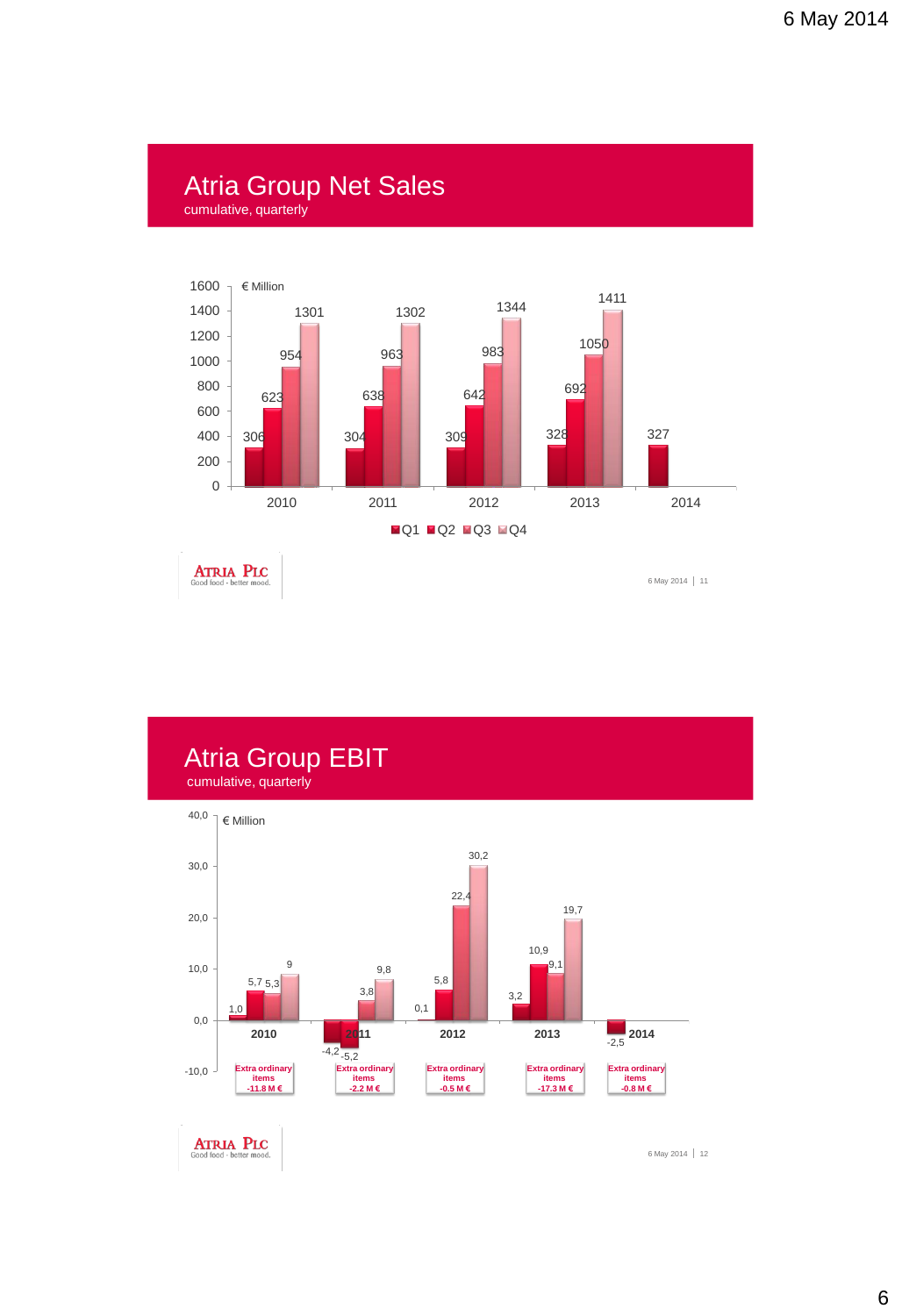# Atria Group Net Sales

cumulative, quarterly

€ Million

| | Q1 | Q2 | Q3 | Q4 |
|---|---|---|---|---|
| 2010 | 306 | 623 | 954 | 1301 |
| 2011 | 304 | 638 | 963 | 1302 |
| 2012 | 309 | 642 | 983 | 1344 |
| 2013 | 328 | 692 | 1050 | 1411 |
| 2014 | 327 | | | |

# Atria Group EBIT

cumulative, quarterly

€ Million

| | Q1 | Q2 | Q3 | Q4 | Extra ordinary items |
|---|---|---|---|---|---|
| 2010 | 1,0 | 5,7 | 5,3 | 9 | -11.8 M € |
| 2011 | -4,2 | -5,2 | 3,8 | 9,8 | -2.2 M € |
| 2012 | 0,1 | 5,8 | 22,4 | 30,2 | -0.5 M € |
| 2013 | 3,2 | 10,9 | 9,1 | 19,7 | -17.3 M € |
| 2014 | -2,5 | | | | -0.8 M € |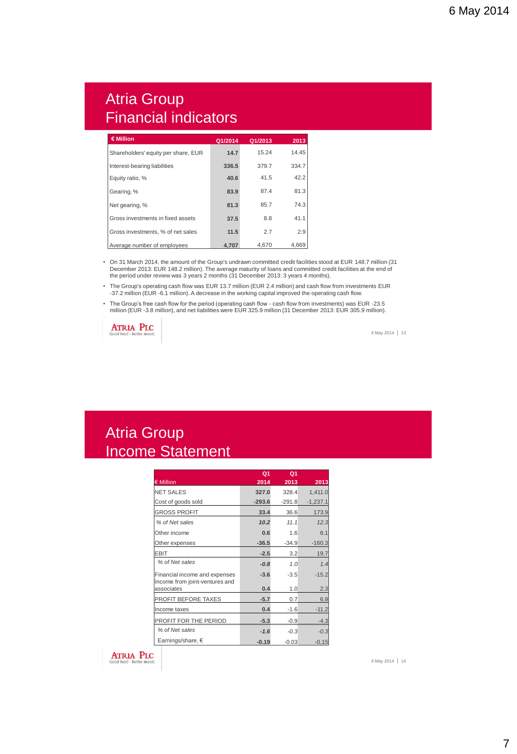# Atria Group Financial indicators

| € Million | Q1/2014 | Q1/2013 | 2013 |
|---|---|---|---|
| Shareholders' equity per share, EUR | **14.7** | 15.24 | 14.45 |
| Interest-bearing liabilities | **336.5** | 379.7 | 334.7 |
| Equity ratio, % | **40.6** | 41.5 | 42.2 |
| Gearing, % | **83.9** | 87.4 | 81.3 |
| Net gearing, % | **81.3** | 85.7 | 74.3 |
| Gross investments in fixed assets | **37.5** | 8.8 | 41.1 |
| Gross investments, % of net sales | **11.5** | 2.7 | 2.9 |
| Average number of employees | **4,707** | 4,670 | 4,669 |

- On 31 March 2014, the amount of the Group's undrawn committed credit facilities stood at EUR 148.7 million (31 December 2013: EUR 148.2 million). The average maturity of loans and committed credit facilities at the end of the period under review was 3 years 2 months (31 December 2013: 3 years 4 months).
- The Group's operating cash flow was EUR 13.7 million (EUR 2.4 million) and cash flow from investments EUR -37.2 million (EUR -6.1 million). A decrease in the working capital improved the operating cash flow.
- The Group's free cash flow for the period (operating cash flow - cash flow from investments) was EUR -23.5 million (EUR -3.8 million), and net liabilities were EUR 325.9 million (31 December 2013: EUR 305.9 million).

# Atria Group Income Statement

| € Million | Q1 2014 | Q1 2013 | 2013 |
|---|---|---|---|
| NET SALES | **327.0** | 328.4 | 1,411.0 |
| Cost of goods sold | **-293.6** | -291.8 | -1,237.1 |
| GROSS PROFIT | **33.4** | 36.6 | 173.9 |
| *% of Net sales* | ***10.2*** | *11.1* | *12.3* |
| Other income | **0.6** | 1.6 | 6.1 |
| Other expenses | **-36.5** | -34.9 | -160.3 |
| EBIT | **-2.5** | 3.2 | 19.7 |
| *% of Net sales* | ***-0.8*** | *1.0* | *1.4* |
| Financial income and expenses | **-3.6** | -3.5 | -15.2 |
| Income from joint-ventures and associates | **0.4** | 1.0 | 2.3 |
| PROFIT BEFORE TAXES | **-5.7** | 0.7 | 6.9 |
| Income taxes | **0.4** | -1.6 | -11.2 |
| PROFIT FOR THE PERIOD | **-5.3** | -0.9 | -4.3 |
| *% of Net sales* | ***-1.6*** | *-0.3* | *-0.3* |
| Earnings/share, € | **-0.19** | -0.03 | -0,15 |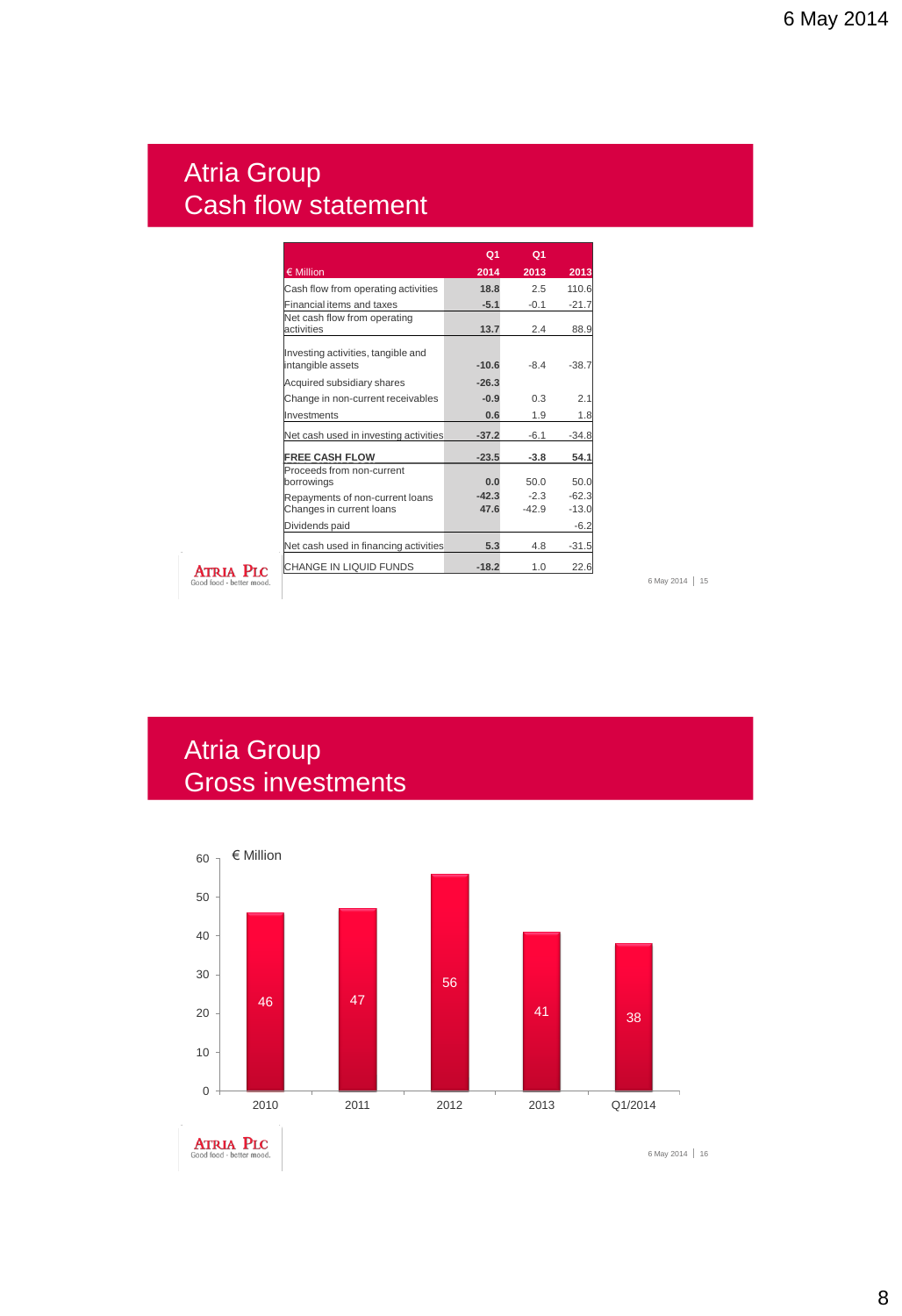# Atria Group
## Cash flow statement

| € Million | Q1 2014 | Q1 2013 | 2013 |
|---|---|---|---|
| Cash flow from operating activities | 18.8 | 2.5 | 110.6 |
| Financial items and taxes | -5.1 | -0.1 | -21.7 |
| Net cash flow from operating activities | 13.7 | 2.4 | 88.9 |
| Investing activities, tangible and intangible assets | -10.6 | -8.4 | -38.7 |
| Acquired subsidiary shares | -26.3 | | |
| Change in non-current receivables | -0.9 | 0.3 | 2.1 |
| Investments | 0.6 | 1.9 | 1.8 |
| Net cash used in investing activities | -37.2 | -6.1 | -34.8 |
| FREE CASH FLOW | -23.5 | -3.8 | 54.1 |
| Proceeds from non-current borrowings | 0.0 | 50.0 | 50.0 |
| Repayments of non-current loans | -42.3 | -2.3 | -62.3 |
| Changes in current loans | 47.6 | -42.9 | -13.0 |
| Dividends paid | | | -6.2 |
| Net cash used in financing activities | 5.3 | 4.8 | -31.5 |
| CHANGE IN LIQUID FUNDS | -18.2 | 1.0 | 22.6 |

ATRIA PLC Good food - better mood.

# Atria Group
## Gross investments

€ Million

| Year | € Million |
|---|---|
| 2010 | 46 |
| 2011 | 47 |
| 2012 | 56 |
| 2013 | 41 |
| Q1/2014 | 38 |

ATRIA PLC Good food - better mood.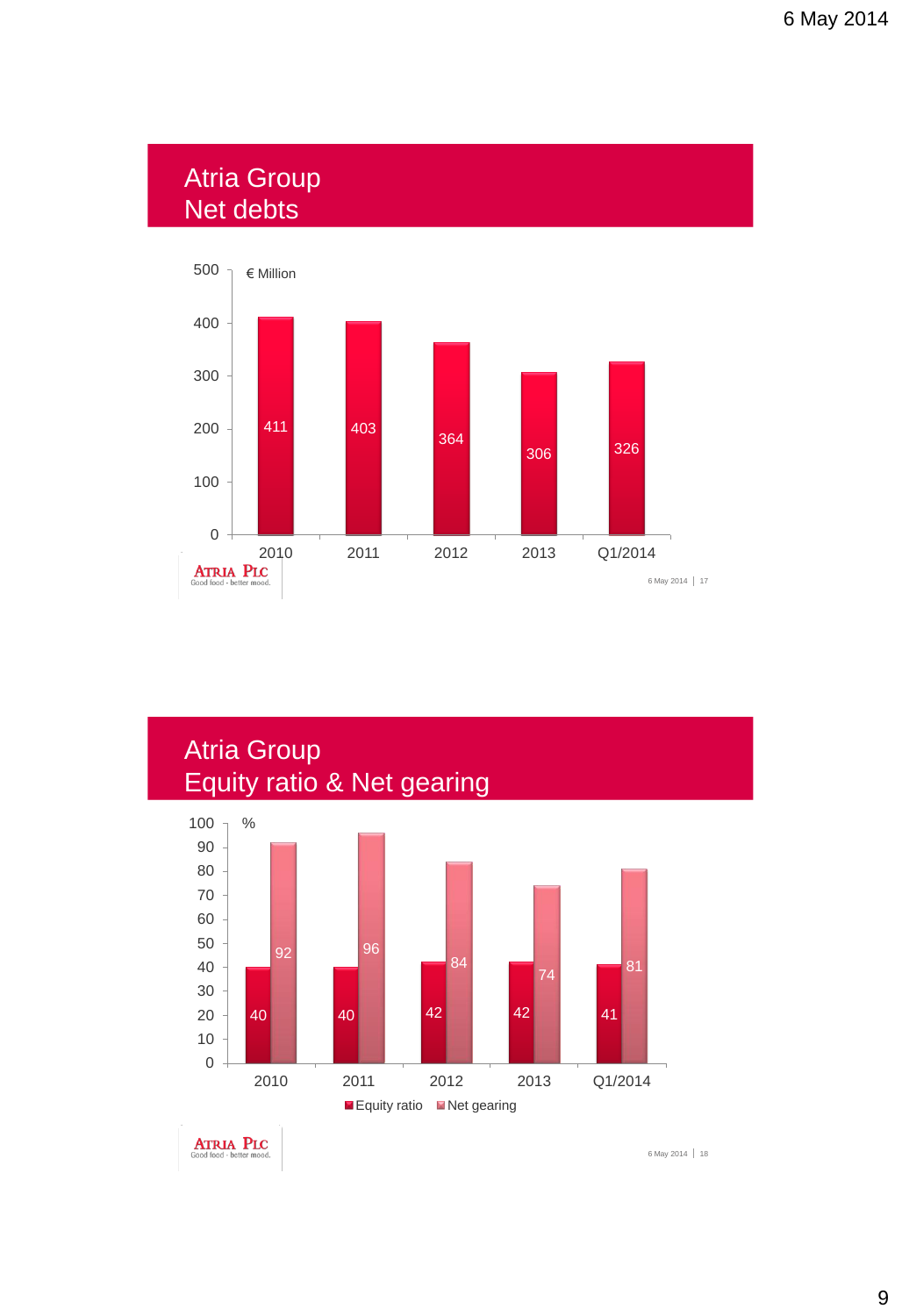# Atria Group
## Net debts

€ Million

| | 2010 | 2011 | 2012 | 2013 | Q1/2014 |
|---|---|---|---|---|---|
| Net debts | 411 | 403 | 364 | 306 | 326 |

# Atria Group
## Equity ratio & Net gearing

%

| | 2010 | 2011 | 2012 | 2013 | Q1/2014 |
|---|---|---|---|---|---|
| Equity ratio | 40 | 40 | 42 | 42 | 41 |
| Net gearing | 92 | 96 | 84 | 74 | 81 |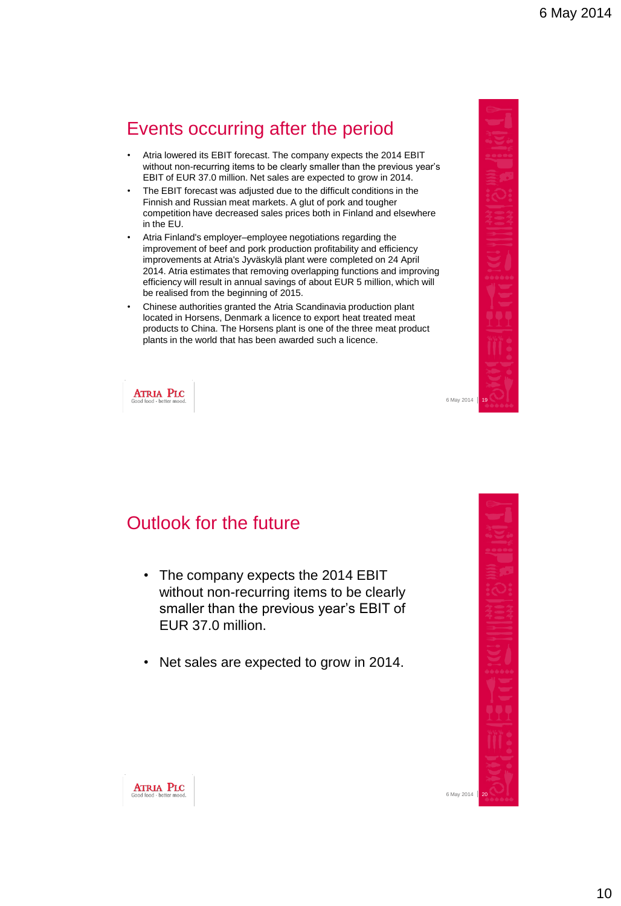## Events occurring after the period

- Atria lowered its EBIT forecast. The company expects the 2014 EBIT without non-recurring items to be clearly smaller than the previous year's EBIT of EUR 37.0 million. Net sales are expected to grow in 2014.
- The EBIT forecast was adjusted due to the difficult conditions in the Finnish and Russian meat markets. A glut of pork and tougher competition have decreased sales prices both in Finland and elsewhere in the EU.
- Atria Finland's employer–employee negotiations regarding the improvement of beef and pork production profitability and efficiency improvements at Atria's Jyväskylä plant were completed on 24 April 2014. Atria estimates that removing overlapping functions and improving efficiency will result in annual savings of about EUR 5 million, which will be realised from the beginning of 2015.
- Chinese authorities granted the Atria Scandinavia production plant located in Horsens, Denmark a licence to export heat treated meat products to China. The Horsens plant is one of the three meat product plants in the world that has been awarded such a licence.

## Outlook for the future

- The company expects the 2014 EBIT without non-recurring items to be clearly smaller than the previous year's EBIT of EUR 37.0 million.
- Net sales are expected to grow in 2014.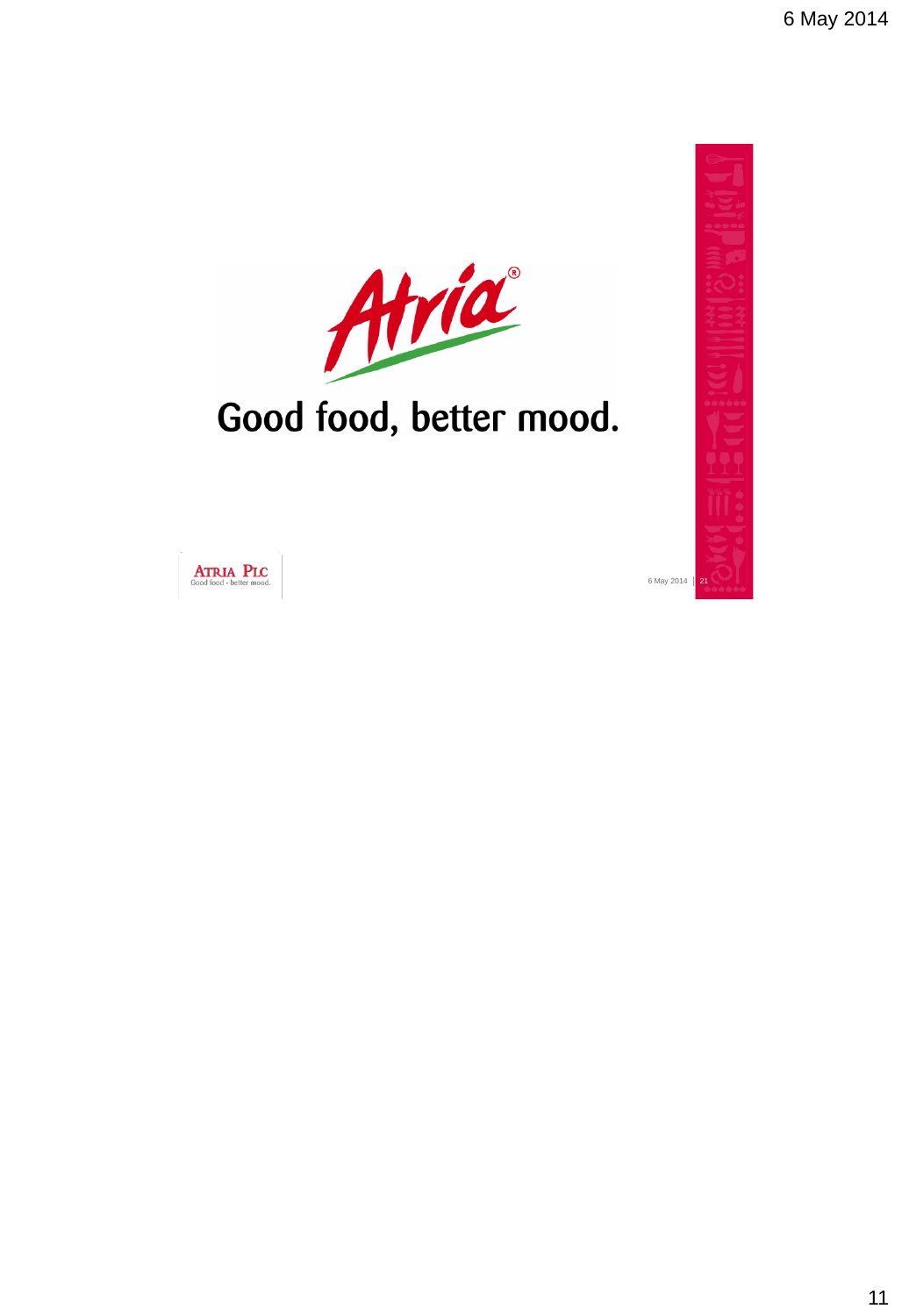Atria®

Good food, better mood.

ATRIA PLC
Good food - better mood.